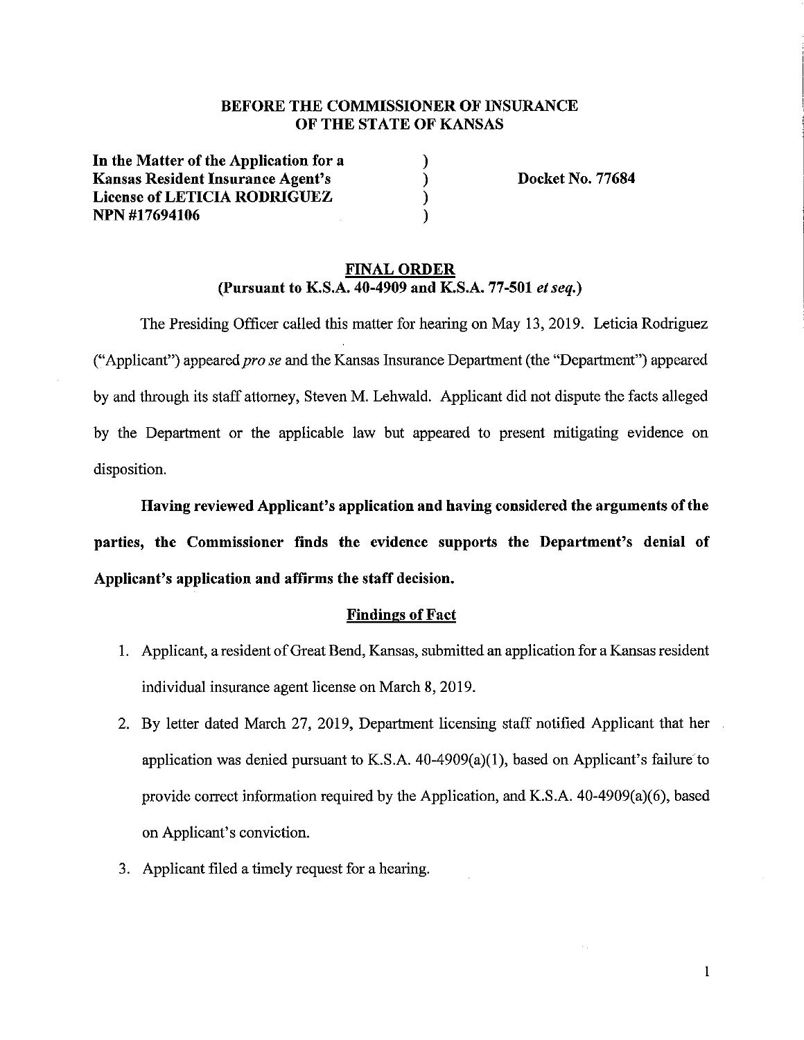**BEFORE THE COMMISSIONER OF INSURANCE**
**OF THE STATE OF KANSAS**

| | | |
|---|---|---|
| **In the Matter of the Application for a Kansas Resident Insurance Agent's License of LETICIA RODRIGUEZ NPN #17694106** | ) ) ) ) | **Docket No. 77684** |

**FINAL ORDER**
**(Pursuant to K.S.A. 40-4909 and K.S.A. 77-501 *et seq.*)**

The Presiding Officer called this matter for hearing on May 13, 2019. Leticia Rodriguez ("Applicant") appeared *pro se* and the Kansas Insurance Department (the "Department") appeared by and through its staff attorney, Steven M. Lehwald. Applicant did not dispute the facts alleged by the Department or the applicable law but appeared to present mitigating evidence on disposition.

**Having reviewed Applicant's application and having considered the arguments of the parties, the Commissioner finds the evidence supports the Department's denial of Applicant's application and affirms the staff decision.**

**Findings of Fact**

1. Applicant, a resident of Great Bend, Kansas, submitted an application for a Kansas resident individual insurance agent license on March 8, 2019.

2. By letter dated March 27, 2019, Department licensing staff notified Applicant that her application was denied pursuant to K.S.A. 40-4909(a)(1), based on Applicant's failure to provide correct information required by the Application, and K.S.A. 40-4909(a)(6), based on Applicant's conviction.

3. Applicant filed a timely request for a hearing.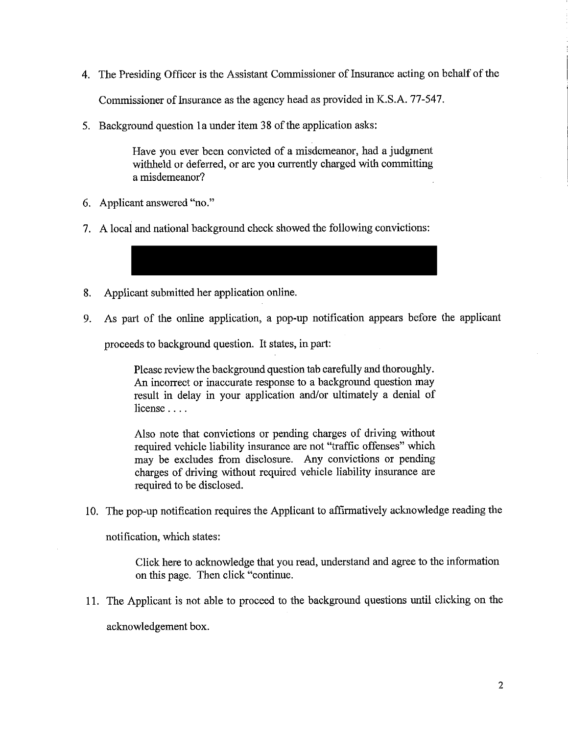4. The Presiding Officer is the Assistant Commissioner of Insurance acting on behalf of the Commissioner of Insurance as the agency head as provided in K.S.A. 77-547.

5. Background question 1a under item 38 of the application asks:

   > Have you ever been convicted of a misdemeanor, had a judgment withheld or deferred, or are you currently charged with committing a misdemeanor?

6. Applicant answered "no."

7. A local and national background check showed the following convictions:

8. Applicant submitted her application online.

9. As part of the online application, a pop-up notification appears before the applicant proceeds to background question. It states, in part:

   > Please review the background question tab carefully and thoroughly. An incorrect or inaccurate response to a background question may result in delay in your application and/or ultimately a denial of license . . . .
   >
   > Also note that convictions or pending charges of driving without required vehicle liability insurance are not "traffic offenses" which may be excludes from disclosure. Any convictions or pending charges of driving without required vehicle liability insurance are required to be disclosed.

10. The pop-up notification requires the Applicant to affirmatively acknowledge reading the notification, which states:

    > Click here to acknowledge that you read, understand and agree to the information on this page. Then click "continue.

11. The Applicant is not able to proceed to the background questions until clicking on the acknowledgement box.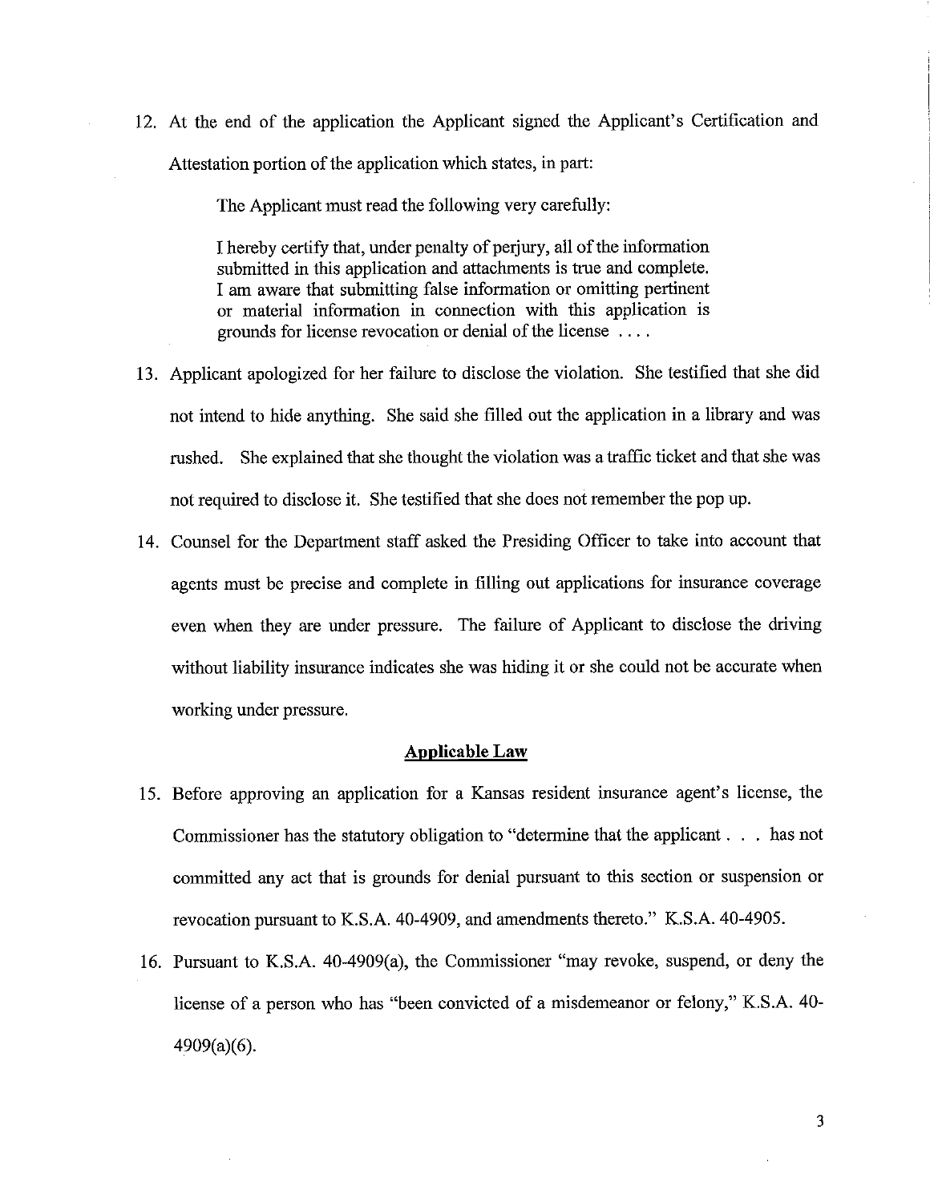12. At the end of the application the Applicant signed the Applicant's Certification and Attestation portion of the application which states, in part:

    The Applicant must read the following very carefully:

    I hereby certify that, under penalty of perjury, all of the information submitted in this application and attachments is true and complete. I am aware that submitting false information or omitting pertinent or material information in connection with this application is grounds for license revocation or denial of the license . . . .

13. Applicant apologized for her failure to disclose the violation. She testified that she did not intend to hide anything. She said she filled out the application in a library and was rushed. She explained that she thought the violation was a traffic ticket and that she was not required to disclose it. She testified that she does not remember the pop up.

14. Counsel for the Department staff asked the Presiding Officer to take into account that agents must be precise and complete in filling out applications for insurance coverage even when they are under pressure. The failure of Applicant to disclose the driving without liability insurance indicates she was hiding it or she could not be accurate when working under pressure.

## Applicable Law

15. Before approving an application for a Kansas resident insurance agent's license, the Commissioner has the statutory obligation to "determine that the applicant . . . has not committed any act that is grounds for denial pursuant to this section or suspension or revocation pursuant to K.S.A. 40-4909, and amendments thereto." K.S.A. 40-4905.

16. Pursuant to K.S.A. 40-4909(a), the Commissioner "may revoke, suspend, or deny the license of a person who has "been convicted of a misdemeanor or felony," K.S.A. 40-4909(a)(6).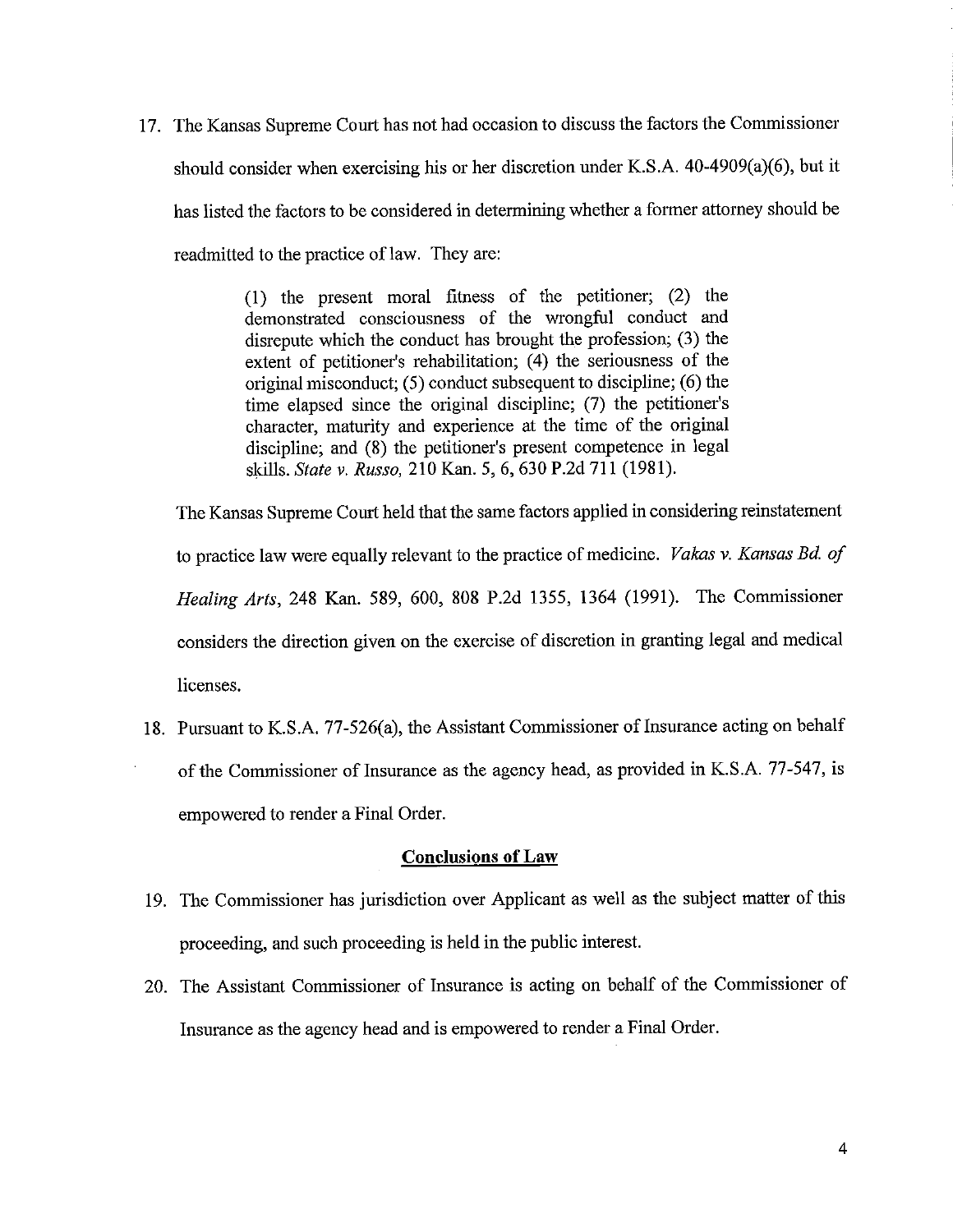17. The Kansas Supreme Court has not had occasion to discuss the factors the Commissioner should consider when exercising his or her discretion under K.S.A. 40-4909(a)(6), but it has listed the factors to be considered in determining whether a former attorney should be readmitted to the practice of law. They are:

    > (1) the present moral fitness of the petitioner; (2) the demonstrated consciousness of the wrongful conduct and disrepute which the conduct has brought the profession; (3) the extent of petitioner's rehabilitation; (4) the seriousness of the original misconduct; (5) conduct subsequent to discipline; (6) the time elapsed since the original discipline; (7) the petitioner's character, maturity and experience at the time of the original discipline; and (8) the petitioner's present competence in legal skills. *State v. Russo,* 210 Kan. 5, 6, 630 P.2d 711 (1981).

    The Kansas Supreme Court held that the same factors applied in considering reinstatement to practice law were equally relevant to the practice of medicine. *Vakas v. Kansas Bd. of Healing Arts*, 248 Kan. 589, 600, 808 P.2d 1355, 1364 (1991). The Commissioner considers the direction given on the exercise of discretion in granting legal and medical licenses.

18. Pursuant to K.S.A. 77-526(a), the Assistant Commissioner of Insurance acting on behalf of the Commissioner of Insurance as the agency head, as provided in K.S.A. 77-547, is empowered to render a Final Order.

## Conclusions of Law

19. The Commissioner has jurisdiction over Applicant as well as the subject matter of this proceeding, and such proceeding is held in the public interest.

20. The Assistant Commissioner of Insurance is acting on behalf of the Commissioner of Insurance as the agency head and is empowered to render a Final Order.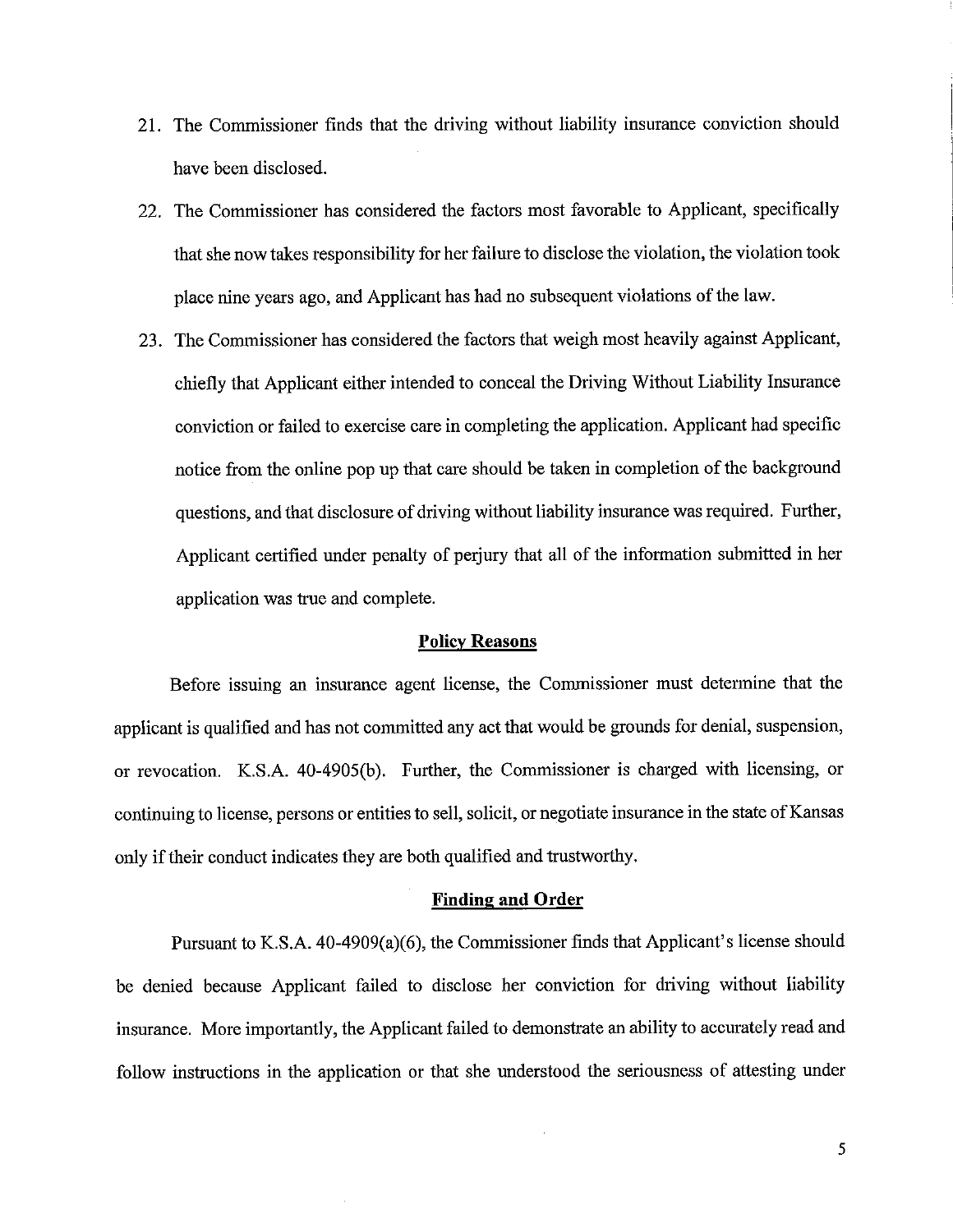21. The Commissioner finds that the driving without liability insurance conviction should have been disclosed.
22. The Commissioner has considered the factors most favorable to Applicant, specifically that she now takes responsibility for her failure to disclose the violation, the violation took place nine years ago, and Applicant has had no subsequent violations of the law.
23. The Commissioner has considered the factors that weigh most heavily against Applicant, chiefly that Applicant either intended to conceal the Driving Without Liability Insurance conviction or failed to exercise care in completing the application. Applicant had specific notice from the online pop up that care should be taken in completion of the background questions, and that disclosure of driving without liability insurance was required. Further, Applicant certified under penalty of perjury that all of the information submitted in her application was true and complete.

## Policy Reasons

Before issuing an insurance agent license, the Commissioner must determine that the applicant is qualified and has not committed any act that would be grounds for denial, suspension, or revocation. K.S.A. 40-4905(b). Further, the Commissioner is charged with licensing, or continuing to license, persons or entities to sell, solicit, or negotiate insurance in the state of Kansas only if their conduct indicates they are both qualified and trustworthy.

## Finding and Order

Pursuant to K.S.A. 40-4909(a)(6), the Commissioner finds that Applicant's license should be denied because Applicant failed to disclose her conviction for driving without liability insurance. More importantly, the Applicant failed to demonstrate an ability to accurately read and follow instructions in the application or that she understood the seriousness of attesting under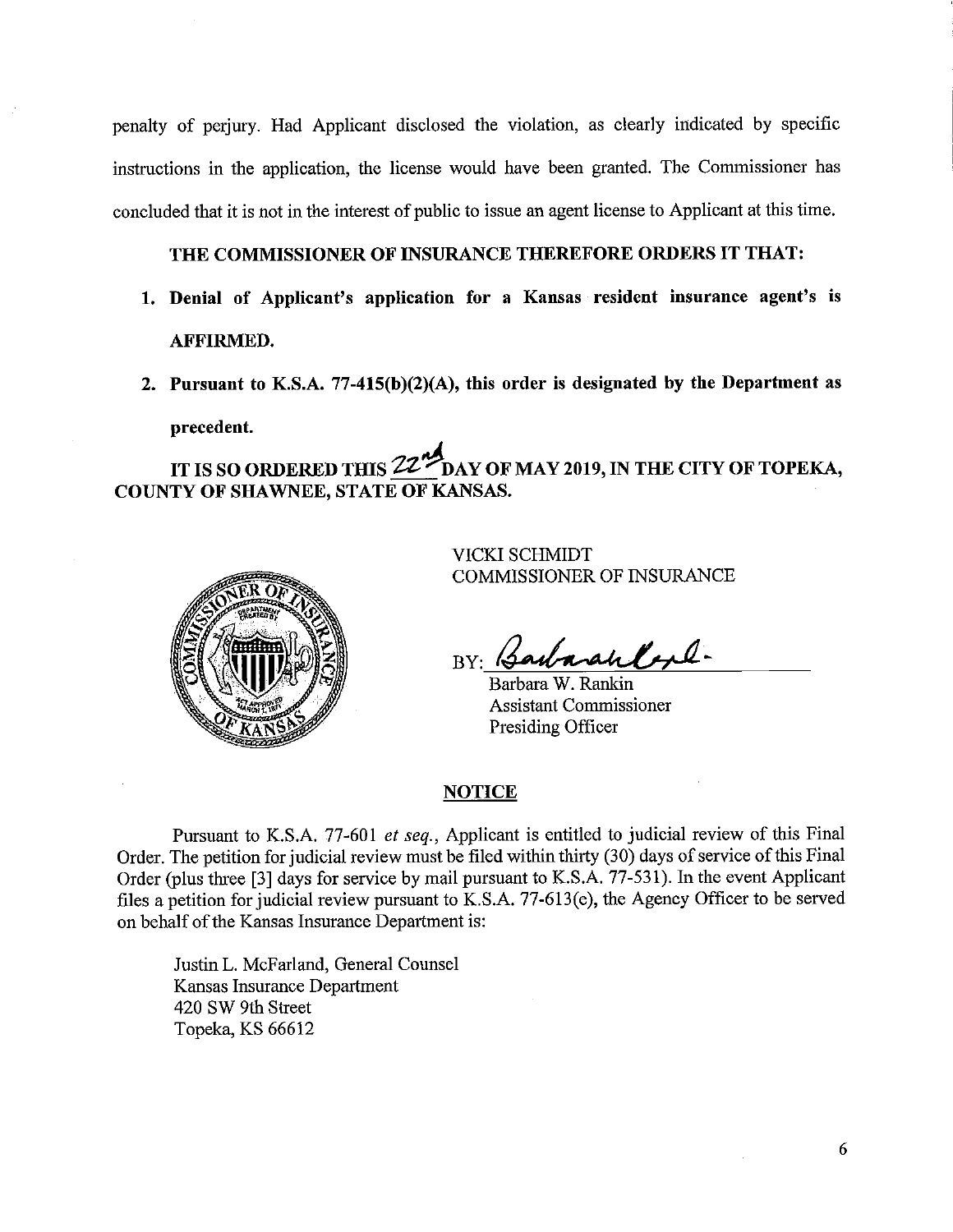penalty of perjury. Had Applicant disclosed the violation, as clearly indicated by specific instructions in the application, the license would have been granted. The Commissioner has concluded that it is not in the interest of public to issue an agent license to Applicant at this time.

**THE COMMISSIONER OF INSURANCE THEREFORE ORDERS IT THAT:**

1. **Denial of Applicant's application for a Kansas resident insurance agent's is AFFIRMED.**
2. **Pursuant to K.S.A. 77-415(b)(2)(A), this order is designated by the Department as precedent.**

**IT IS SO ORDERED THIS 22nd DAY OF MAY 2019, IN THE CITY OF TOPEKA, COUNTY OF SHAWNEE, STATE OF KANSAS.**

VICKI SCHMIDT
COMMISSIONER OF INSURANCE

BY: _______________
Barbara W. Rankin
Assistant Commissioner
Presiding Officer

## NOTICE

Pursuant to K.S.A. 77-601 *et seq.*, Applicant is entitled to judicial review of this Final Order. The petition for judicial review must be filed within thirty (30) days of service of this Final Order (plus three [3] days for service by mail pursuant to K.S.A. 77-531). In the event Applicant files a petition for judicial review pursuant to K.S.A. 77-613(e), the Agency Officer to be served on behalf of the Kansas Insurance Department is:

Justin L. McFarland, General Counsel
Kansas Insurance Department
420 SW 9th Street
Topeka, KS 66612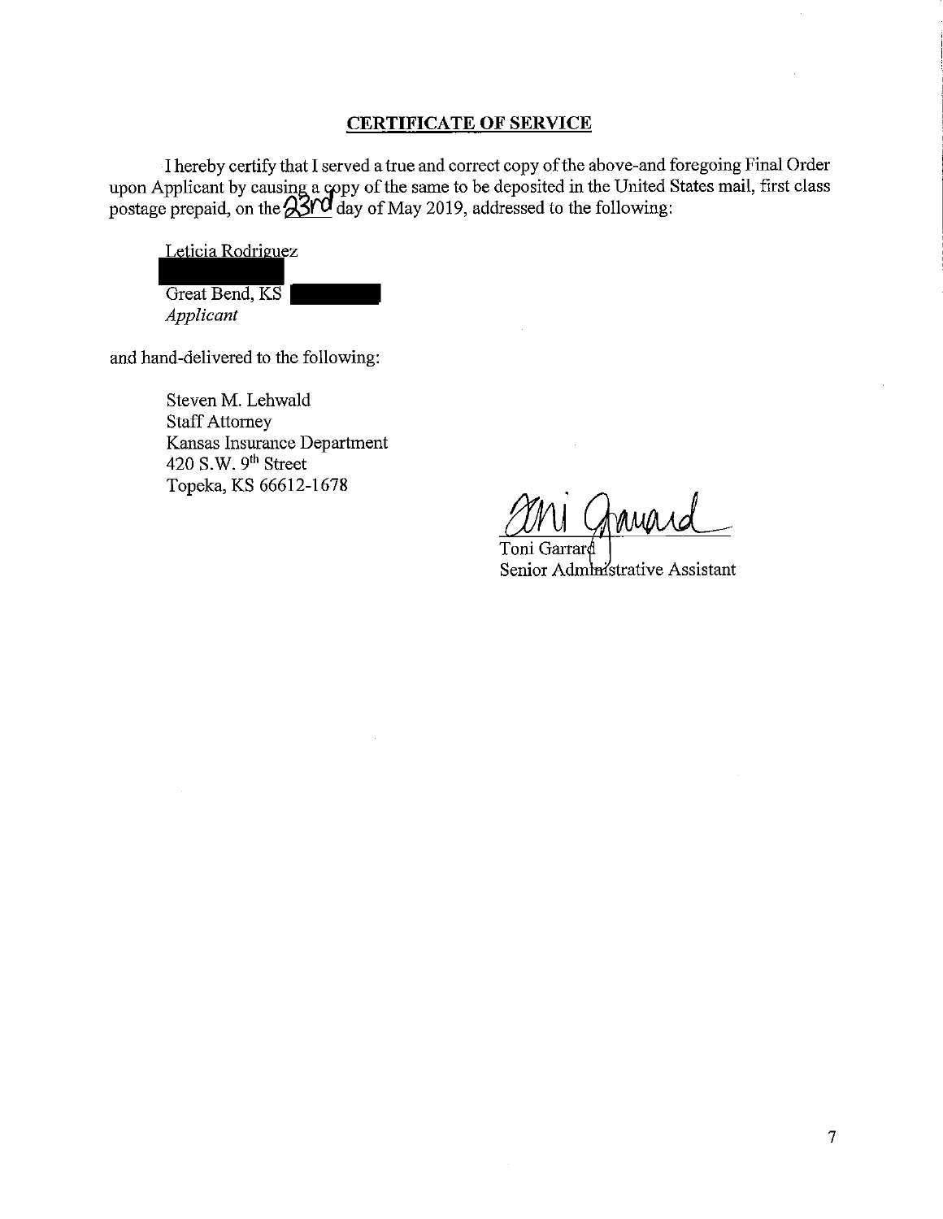**CERTIFICATE OF SERVICE**

I hereby certify that I served a true and correct copy of the above-and foregoing Final Order upon Applicant by causing a copy of the same to be deposited in the United States mail, first class postage prepaid, on the 23rd day of May 2019, addressed to the following:

Leticia Rodriguez
█████████
Great Bend, KS █████
*Applicant*

and hand-delivered to the following:

Steven M. Lehwald
Staff Attorney
Kansas Insurance Department
420 S.W. 9th Street
Topeka, KS 66612-1678

Toni Garrard
Toni Garrard
Senior Administrative Assistant